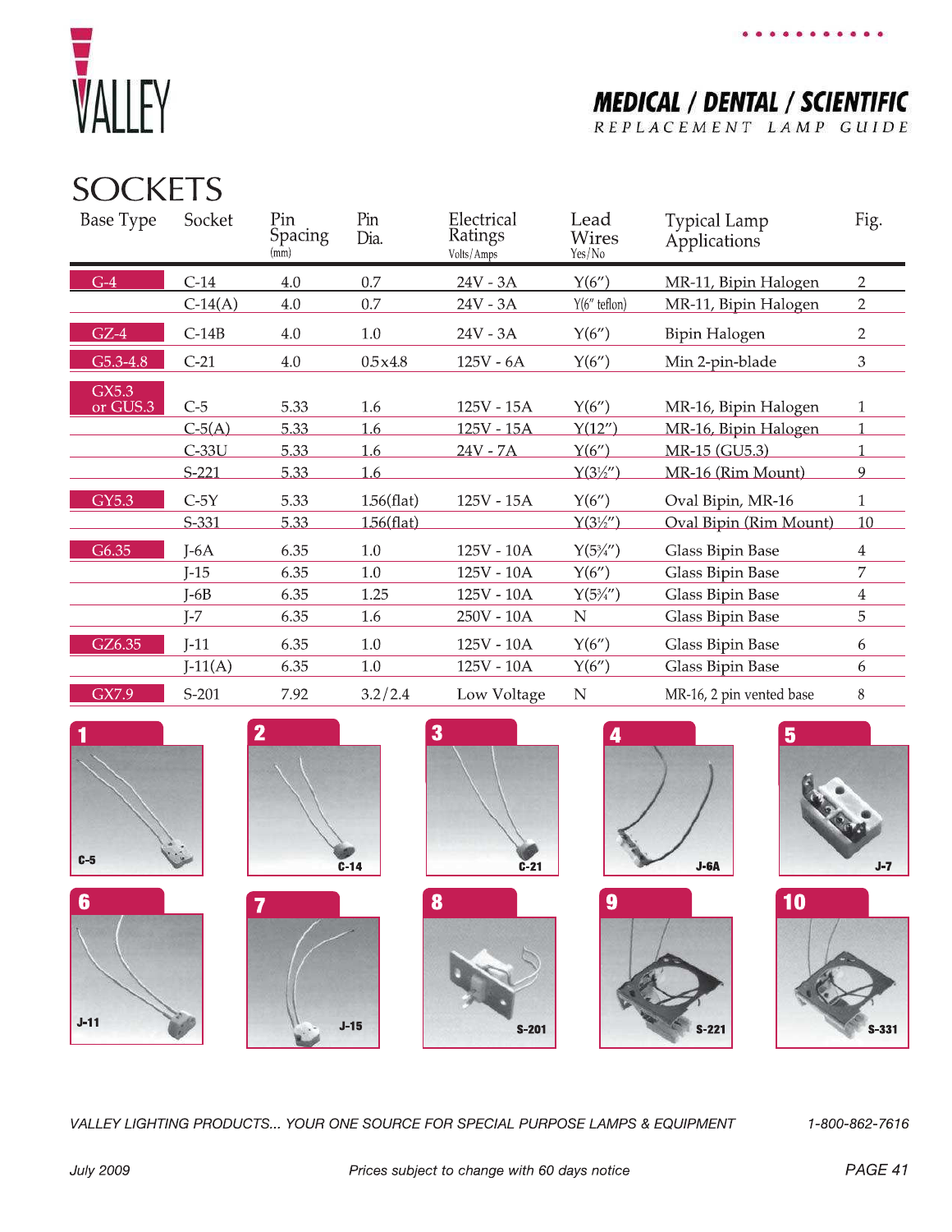# SOCKETS

| Base Type | Socket | Pin Spacing (mm) | Pin Dia. | Electrical Ratings Volts/Amps | Lead Wires Yes/No | Typical Lamp Applications | Fig. |
|---|---|---|---|---|---|---|---|
| G-4 | C-14 | 4.0 | 0.7 | 24V - 3A | Y(6″) | MR-11, Bipin Halogen | 2 |
| | C-14(A) | 4.0 | 0.7 | 24V - 3A | Y(6″ teflon) | MR-11, Bipin Halogen | 2 |
| GZ-4 | C-14B | 4.0 | 1.0 | 24V - 3A | Y(6″) | Bipin Halogen | 2 |
| G5.3-4.8 | C-21 | 4.0 | 0.5x4.8 | 125V - 6A | Y(6″) | Min 2-pin-blade | 3 |
| GX5.3 or GUS.3 | C-5 | 5.33 | 1.6 | 125V - 15A | Y(6″) | MR-16, Bipin Halogen | 1 |
| | C-5(A) | 5.33 | 1.6 | 125V - 15A | Y(12″) | MR-16, Bipin Halogen | 1 |
| | C-33U | 5.33 | 1.6 | 24V - 7A | Y(6″) | MR-15 (GU5.3) | 1 |
| | S-221 | 5.33 | 1.6 | | Y(3½″) | MR-16 (Rim Mount) | 9 |
| GY5.3 | C-5Y | 5.33 | 1.56(flat) | 125V - 15A | Y(6″) | Oval Bipin, MR-16 | 1 |
| | S-331 | 5.33 | 1.56(flat) | | Y(3½″) | Oval Bipin (Rim Mount) | 10 |
| G6.35 | J-6A | 6.35 | 1.0 | 125V - 10A | Y(5¾″) | Glass Bipin Base | 4 |
| | J-15 | 6.35 | 1.0 | 125V - 10A | Y(6″) | Glass Bipin Base | 7 |
| | J-6B | 6.35 | 1.25 | 125V - 10A | Y(5¾″) | Glass Bipin Base | 4 |
| | J-7 | 6.35 | 1.6 | 250V - 10A | N | Glass Bipin Base | 5 |
| GZ6.35 | J-11 | 6.35 | 1.0 | 125V - 10A | Y(6″) | Glass Bipin Base | 6 |
| | J-11(A) | 6.35 | 1.0 | 125V - 10A | Y(6″) | Glass Bipin Base | 6 |
| GX7.9 | S-201 | 7.92 | 3.2/2.4 | Low Voltage | N | MR-16, 2 pin vented base | 8 |

1 C-5

2 C-14

3 C-21

4 J-6A

5 J-7

6 J-11

7 J-15

8 S-201

9 S-221

10 S-331

*VALLEY LIGHTING PRODUCTS... YOUR ONE SOURCE FOR SPECIAL PURPOSE LAMPS & EQUIPMENT* 1-800-862-7616

*Prices subject to change with 60 days notice*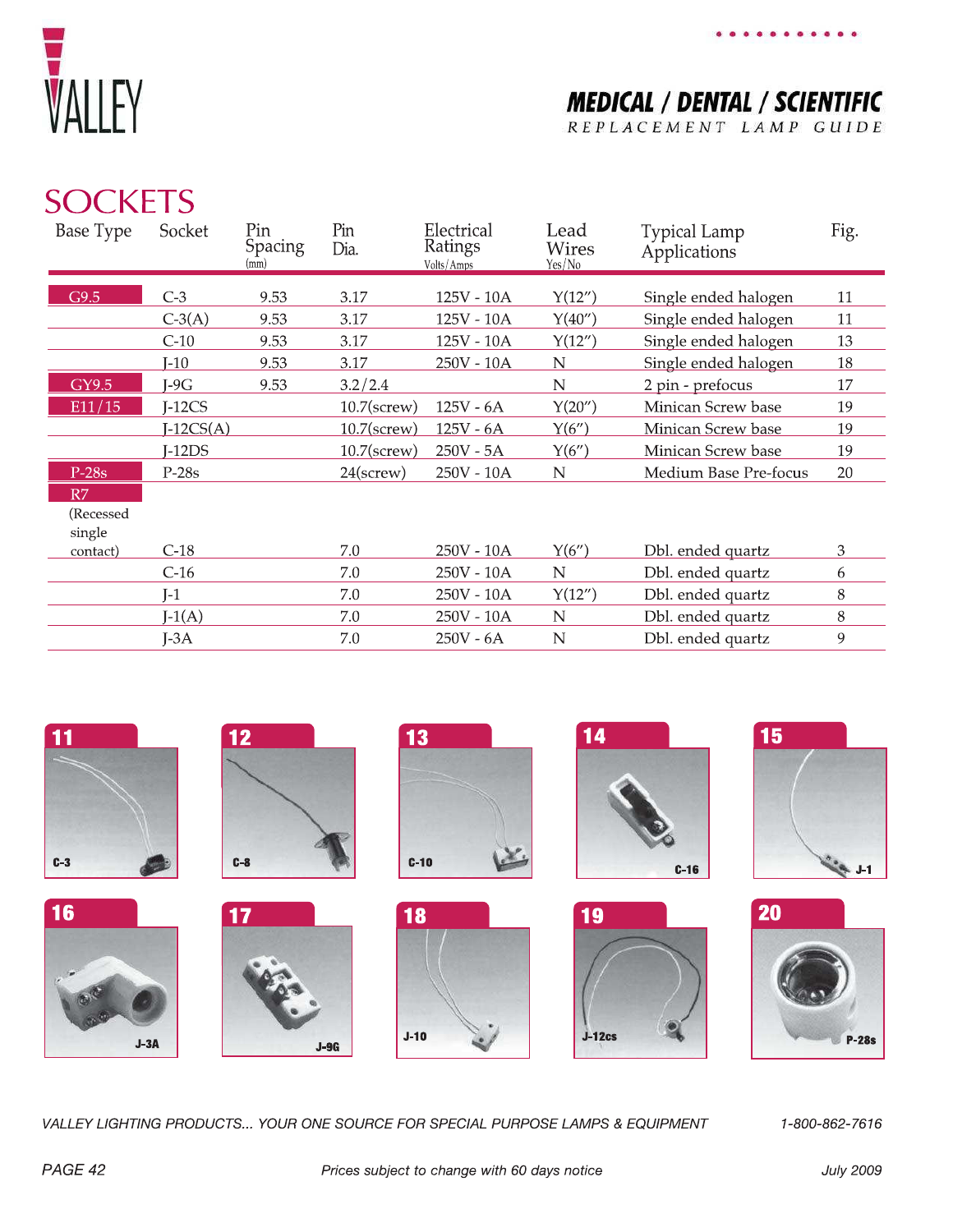# VALLEY

## MEDICAL / DENTAL / SCIENTIFIC
REPLACEMENT LAMP GUIDE

## SOCKETS

| Base Type | Socket | Pin Spacing (mm) | Pin Dia. | Electrical Ratings Volts/Amps | Lead Wires Yes/No | Typical Lamp Applications | Fig. |
|---|---|---|---|---|---|---|---|
| G9.5 | C-3 | 9.53 | 3.17 | 125V - 10A | Y(12″) | Single ended halogen | 11 |
| | C-3(A) | 9.53 | 3.17 | 125V - 10A | Y(40″) | Single ended halogen | 11 |
| | C-10 | 9.53 | 3.17 | 125V - 10A | Y(12″) | Single ended halogen | 13 |
| | J-10 | 9.53 | 3.17 | 250V - 10A | N | Single ended halogen | 18 |
| GY9.5 | J-9G | 9.53 | 3.2/2.4 | | N | 2 pin - prefocus | 17 |
| E11/15 | J-12CS | | 10.7(screw) | 125V - 6A | Y(20″) | Minican Screw base | 19 |
| | J-12CS(A) | | 10.7(screw) | 125V - 6A | Y(6″) | Minican Screw base | 19 |
| | J-12DS | | 10.7(screw) | 250V - 5A | Y(6″) | Minican Screw base | 19 |
| P-28s | P-28s | | 24(screw) | 250V - 10A | N | Medium Base Pre-focus | 20 |
| R7 (Recessed single contact) | C-18 | | 7.0 | 250V - 10A | Y(6″) | Dbl. ended quartz | 3 |
| | C-16 | | 7.0 | 250V - 10A | N | Dbl. ended quartz | 6 |
| | J-1 | | 7.0 | 250V - 10A | Y(12″) | Dbl. ended quartz | 8 |
| | J-1(A) | | 7.0 | 250V - 10A | N | Dbl. ended quartz | 8 |
| | J-3A | | 7.0 | 250V - 6A | N | Dbl. ended quartz | 9 |

11 C-3

12 C-8

13 C-10

14 C-16

15 J-1

16 J-3A

17 J-9G

18 J-10

19 J-12cs

20 P-28s

*VALLEY LIGHTING PRODUCTS... YOUR ONE SOURCE FOR SPECIAL PURPOSE LAMPS & EQUIPMENT* *1-800-862-7616*

*Prices subject to change with 60 days notice* *July 2009*